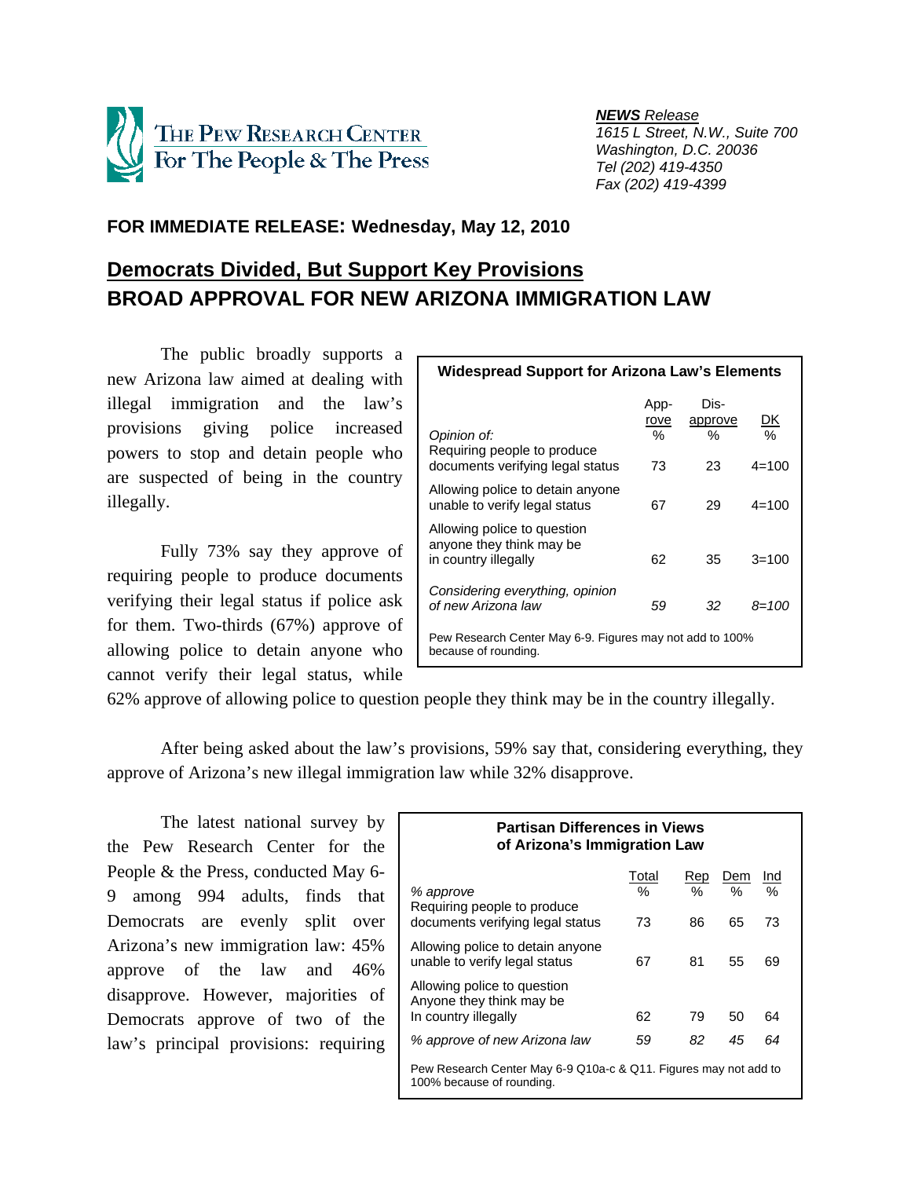THE PEW RESEARCH CENTER
For The People & The Press

***NEWS** Release*
*1615 L Street, N.W., Suite 700*
*Washington, D.C. 20036*
*Tel (202) 419-4350*
*Fax (202) 419-4399*

**FOR IMMEDIATE RELEASE: Wednesday, May 12, 2010**

## Democrats Divided, But Support Key Provisions
## BROAD APPROVAL FOR NEW ARIZONA IMMIGRATION LAW

The public broadly supports a new Arizona law aimed at dealing with illegal immigration and the law's provisions giving police increased powers to stop and detain people who are suspected of being in the country illegally.

**Widespread Support for Arizona Law's Elements**

| *Opinion of:* | Approve % | Disapprove % | DK % |
|---|---|---|---|
| Requiring people to produce documents verifying legal status | 73 | 23 | 4=100 |
| Allowing police to detain anyone unable to verify legal status | 67 | 29 | 4=100 |
| Allowing police to question anyone they think may be in country illegally | 62 | 35 | 3=100 |
| *Considering everything, opinion of new Arizona law* | *59* | *32* | *8=100* |

Pew Research Center May 6-9. Figures may not add to 100% because of rounding.

Fully 73% say they approve of requiring people to produce documents verifying their legal status if police ask for them. Two-thirds (67%) approve of allowing police to detain anyone who cannot verify their legal status, while 62% approve of allowing police to question people they think may be in the country illegally.

After being asked about the law's provisions, 59% say that, considering everything, they approve of Arizona's new illegal immigration law while 32% disapprove.

The latest national survey by the Pew Research Center for the People & the Press, conducted May 6-9 among 994 adults, finds that Democrats are evenly split over Arizona's new immigration law: 45% approve of the law and 46% disapprove. However, majorities of Democrats approve of two of the law's principal provisions: requiring

**Partisan Differences in Views of Arizona's Immigration Law**

| *% approve* | Total % | Rep % | Dem % | Ind % |
|---|---|---|---|---|
| Requiring people to produce documents verifying legal status | 73 | 86 | 65 | 73 |
| Allowing police to detain anyone unable to verify legal status | 67 | 81 | 55 | 69 |
| Allowing police to question Anyone they think may be In country illegally | 62 | 79 | 50 | 64 |
| *% approve of new Arizona law* | *59* | *82* | *45* | *64* |

Pew Research Center May 6-9 Q10a-c & Q11. Figures may not add to 100% because of rounding.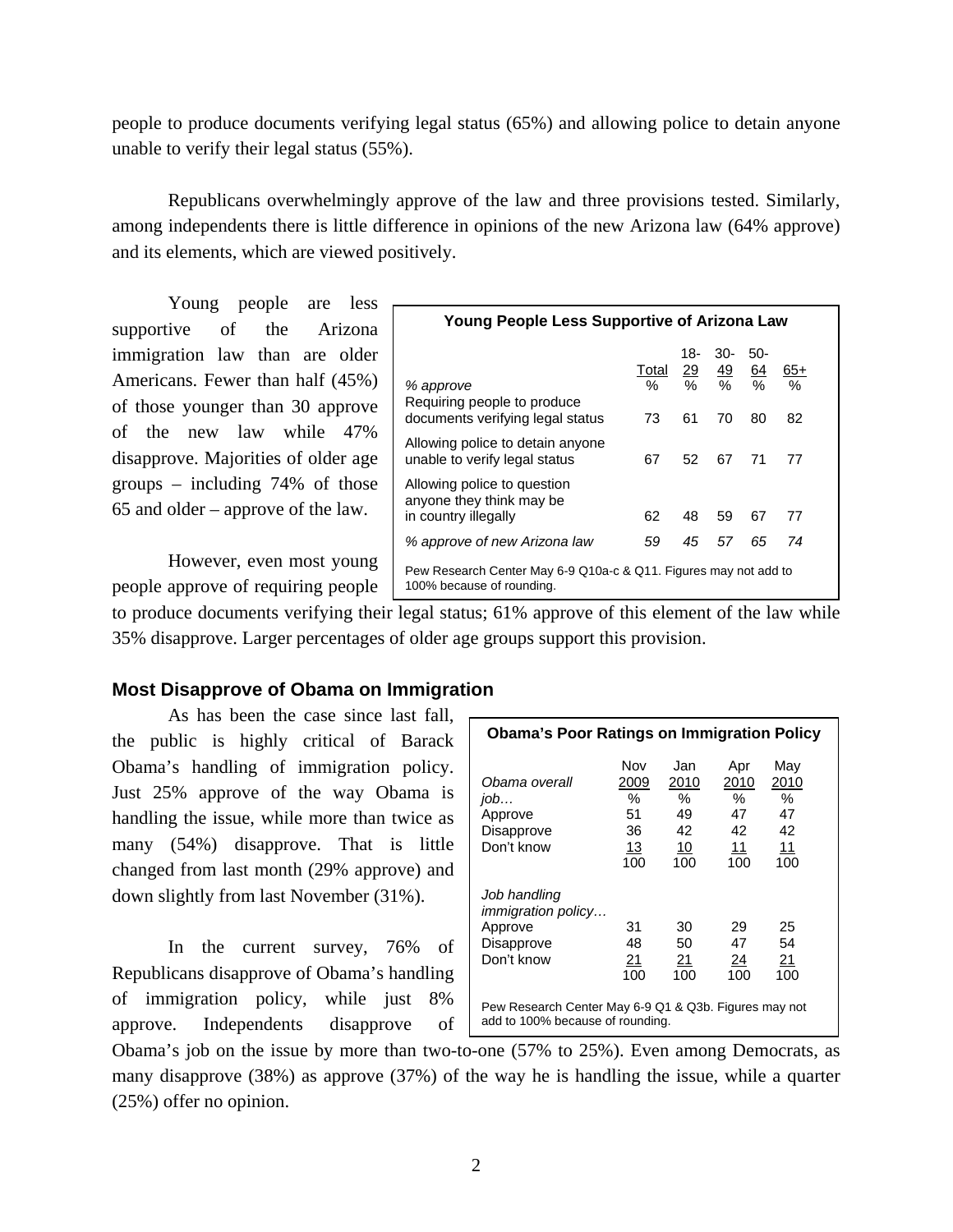people to produce documents verifying legal status (65%) and allowing police to detain anyone unable to verify their legal status (55%).

Republicans overwhelmingly approve of the law and three provisions tested. Similarly, among independents there is little difference in opinions of the new Arizona law (64% approve) and its elements, which are viewed positively.

Young people are less supportive of the Arizona immigration law than are older Americans. Fewer than half (45%) of those younger than 30 approve of the new law while 47% disapprove. Majorities of older age groups – including 74% of those 65 and older – approve of the law.

However, even most young people approve of requiring people to produce documents verifying their legal status; 61% approve of this element of the law while 35% disapprove. Larger percentages of older age groups support this provision.

**Young People Less Supportive of Arizona Law**

| *% approve* | Total % | 18-29 % | 30-49 % | 50-64 % | 65+ % |
|---|---|---|---|---|---|
| Requiring people to produce documents verifying legal status | 73 | 61 | 70 | 80 | 82 |
| Allowing police to detain anyone unable to verify legal status | 67 | 52 | 67 | 71 | 77 |
| Allowing police to question anyone they think may be in country illegally | 62 | 48 | 59 | 67 | 77 |
| *% approve of new Arizona law* | *59* | *45* | *57* | *65* | *74* |

Pew Research Center May 6-9 Q10a-c & Q11. Figures may not add to 100% because of rounding.

## Most Disapprove of Obama on Immigration

As has been the case since last fall, the public is highly critical of Barack Obama's handling of immigration policy. Just 25% approve of the way Obama is handling the issue, while more than twice as many (54%) disapprove. That is little changed from last month (29% approve) and down slightly from last November (31%).

In the current survey, 76% of Republicans disapprove of Obama's handling of immigration policy, while just 8% approve. Independents disapprove of Obama's job on the issue by more than two-to-one (57% to 25%). Even among Democrats, as many disapprove (38%) as approve (37%) of the way he is handling the issue, while a quarter (25%) offer no opinion.

**Obama's Poor Ratings on Immigration Policy**

| | Nov 2009 | Jan 2010 | Apr 2010 | May 2010 |
|---|---|---|---|---|
| *Obama overall job…* | % | % | % | % |
| Approve | 51 | 49 | 47 | 47 |
| Disapprove | 36 | 42 | 42 | 42 |
| Don't know | 13 | 10 | 11 | 11 |
| | 100 | 100 | 100 | 100 |
| *Job handling immigration policy…* | | | | |
| Approve | 31 | 30 | 29 | 25 |
| Disapprove | 48 | 50 | 47 | 54 |
| Don't know | 21 | 21 | 24 | 21 |
| | 100 | 100 | 100 | 100 |

Pew Research Center May 6-9 Q1 & Q3b. Figures may not add to 100% because of rounding.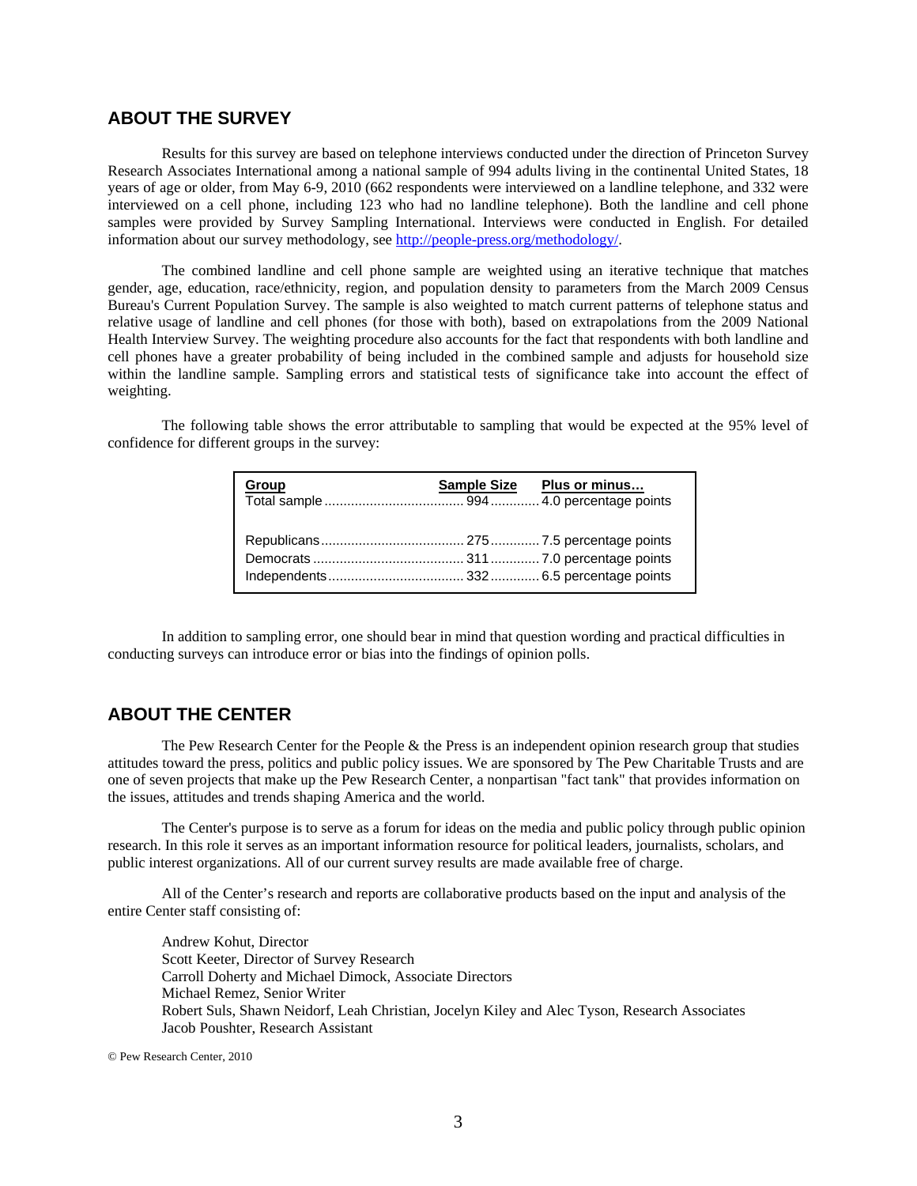## ABOUT THE SURVEY

Results for this survey are based on telephone interviews conducted under the direction of Princeton Survey Research Associates International among a national sample of 994 adults living in the continental United States, 18 years of age or older, from May 6-9, 2010 (662 respondents were interviewed on a landline telephone, and 332 were interviewed on a cell phone, including 123 who had no landline telephone). Both the landline and cell phone samples were provided by Survey Sampling International. Interviews were conducted in English. For detailed information about our survey methodology, see http://people-press.org/methodology/.

The combined landline and cell phone sample are weighted using an iterative technique that matches gender, age, education, race/ethnicity, region, and population density to parameters from the March 2009 Census Bureau's Current Population Survey. The sample is also weighted to match current patterns of telephone status and relative usage of landline and cell phones (for those with both), based on extrapolations from the 2009 National Health Interview Survey. The weighting procedure also accounts for the fact that respondents with both landline and cell phones have a greater probability of being included in the combined sample and adjusts for household size within the landline sample. Sampling errors and statistical tests of significance take into account the effect of weighting.

The following table shows the error attributable to sampling that would be expected at the 95% level of confidence for different groups in the survey:

| Group | Sample Size | Plus or minus… |
|---|---|---|
| Total sample | 994 | 4.0 percentage points |
| | | |
| Republicans | 275 | 7.5 percentage points |
| Democrats | 311 | 7.0 percentage points |
| Independents | 332 | 6.5 percentage points |

In addition to sampling error, one should bear in mind that question wording and practical difficulties in conducting surveys can introduce error or bias into the findings of opinion polls.

## ABOUT THE CENTER

The Pew Research Center for the People & the Press is an independent opinion research group that studies attitudes toward the press, politics and public policy issues. We are sponsored by The Pew Charitable Trusts and are one of seven projects that make up the Pew Research Center, a nonpartisan "fact tank" that provides information on the issues, attitudes and trends shaping America and the world.

The Center's purpose is to serve as a forum for ideas on the media and public policy through public opinion research. In this role it serves as an important information resource for political leaders, journalists, scholars, and public interest organizations. All of our current survey results are made available free of charge.

All of the Center's research and reports are collaborative products based on the input and analysis of the entire Center staff consisting of:

Andrew Kohut, Director
Scott Keeter, Director of Survey Research
Carroll Doherty and Michael Dimock, Associate Directors
Michael Remez, Senior Writer
Robert Suls, Shawn Neidorf, Leah Christian, Jocelyn Kiley and Alec Tyson, Research Associates
Jacob Poushter, Research Assistant

© Pew Research Center, 2010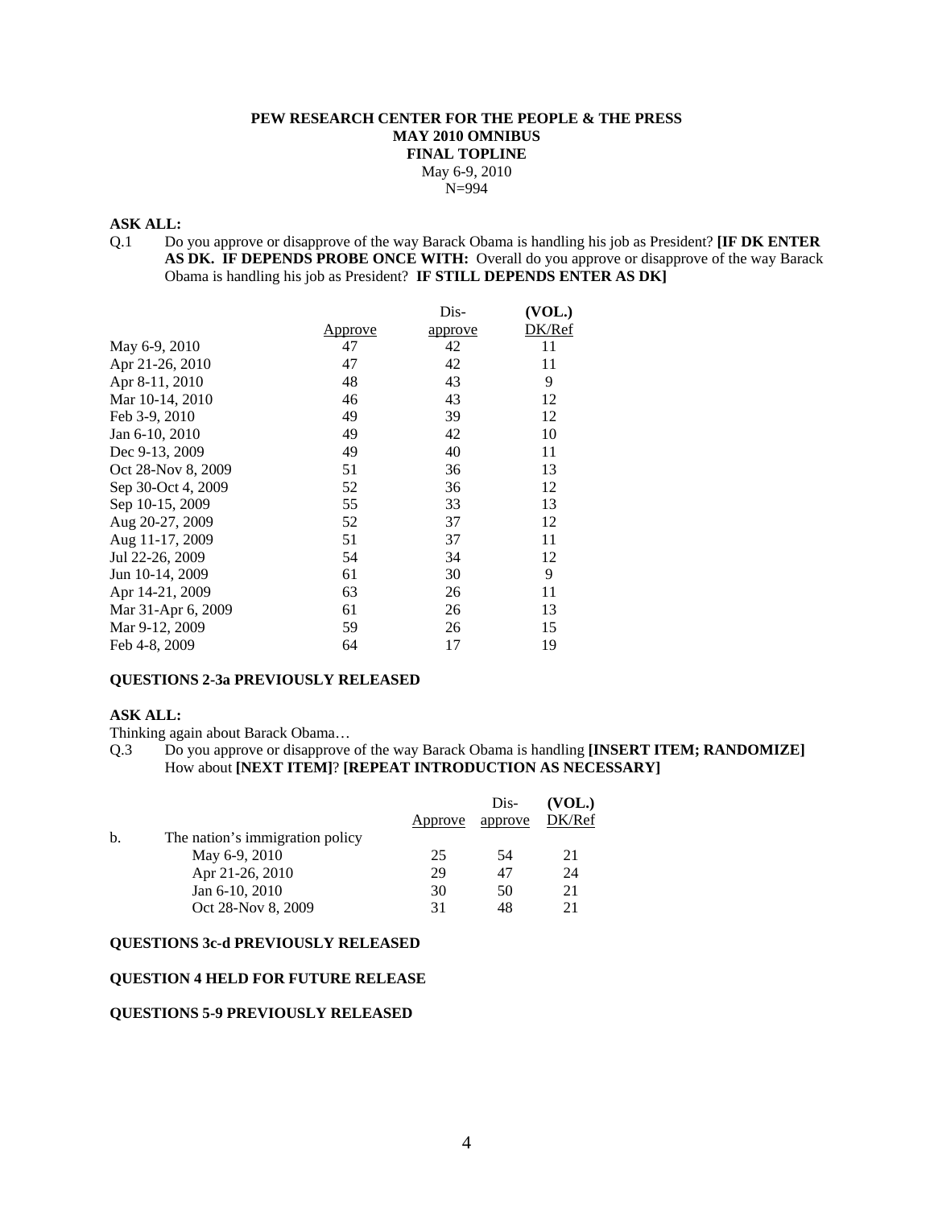**PEW RESEARCH CENTER FOR THE PEOPLE & THE PRESS**
**MAY 2010 OMNIBUS**
**FINAL TOPLINE**
May 6-9, 2010
N=994

**ASK ALL:**

Q.1 Do you approve or disapprove of the way Barack Obama is handling his job as President? **[IF DK ENTER AS DK. IF DEPENDS PROBE ONCE WITH:** Overall do you approve or disapprove of the way Barack Obama is handling his job as President? **IF STILL DEPENDS ENTER AS DK]**

| | Approve | Dis-approve | (VOL.) DK/Ref |
|---|---|---|---|
| May 6-9, 2010 | 47 | 42 | 11 |
| Apr 21-26, 2010 | 47 | 42 | 11 |
| Apr 8-11, 2010 | 48 | 43 | 9 |
| Mar 10-14, 2010 | 46 | 43 | 12 |
| Feb 3-9, 2010 | 49 | 39 | 12 |
| Jan 6-10, 2010 | 49 | 42 | 10 |
| Dec 9-13, 2009 | 49 | 40 | 11 |
| Oct 28-Nov 8, 2009 | 51 | 36 | 13 |
| Sep 30-Oct 4, 2009 | 52 | 36 | 12 |
| Sep 10-15, 2009 | 55 | 33 | 13 |
| Aug 20-27, 2009 | 52 | 37 | 12 |
| Aug 11-17, 2009 | 51 | 37 | 11 |
| Jul 22-26, 2009 | 54 | 34 | 12 |
| Jun 10-14, 2009 | 61 | 30 | 9 |
| Apr 14-21, 2009 | 63 | 26 | 11 |
| Mar 31-Apr 6, 2009 | 61 | 26 | 13 |
| Mar 9-12, 2009 | 59 | 26 | 15 |
| Feb 4-8, 2009 | 64 | 17 | 19 |

**QUESTIONS 2-3a PREVIOUSLY RELEASED**

**ASK ALL:**

Thinking again about Barack Obama…

Q.3 Do you approve or disapprove of the way Barack Obama is handling **[INSERT ITEM; RANDOMIZE]** How about **[NEXT ITEM]**? **[REPEAT INTRODUCTION AS NECESSARY]**

| | | Approve | Dis-approve | (VOL.) DK/Ref |
|---|---|---|---|---|
| b. | The nation's immigration policy | | | |
| | May 6-9, 2010 | 25 | 54 | 21 |
| | Apr 21-26, 2010 | 29 | 47 | 24 |
| | Jan 6-10, 2010 | 30 | 50 | 21 |
| | Oct 28-Nov 8, 2009 | 31 | 48 | 21 |

**QUESTIONS 3c-d PREVIOUSLY RELEASED**

**QUESTION 4 HELD FOR FUTURE RELEASE**

**QUESTIONS 5-9 PREVIOUSLY RELEASED**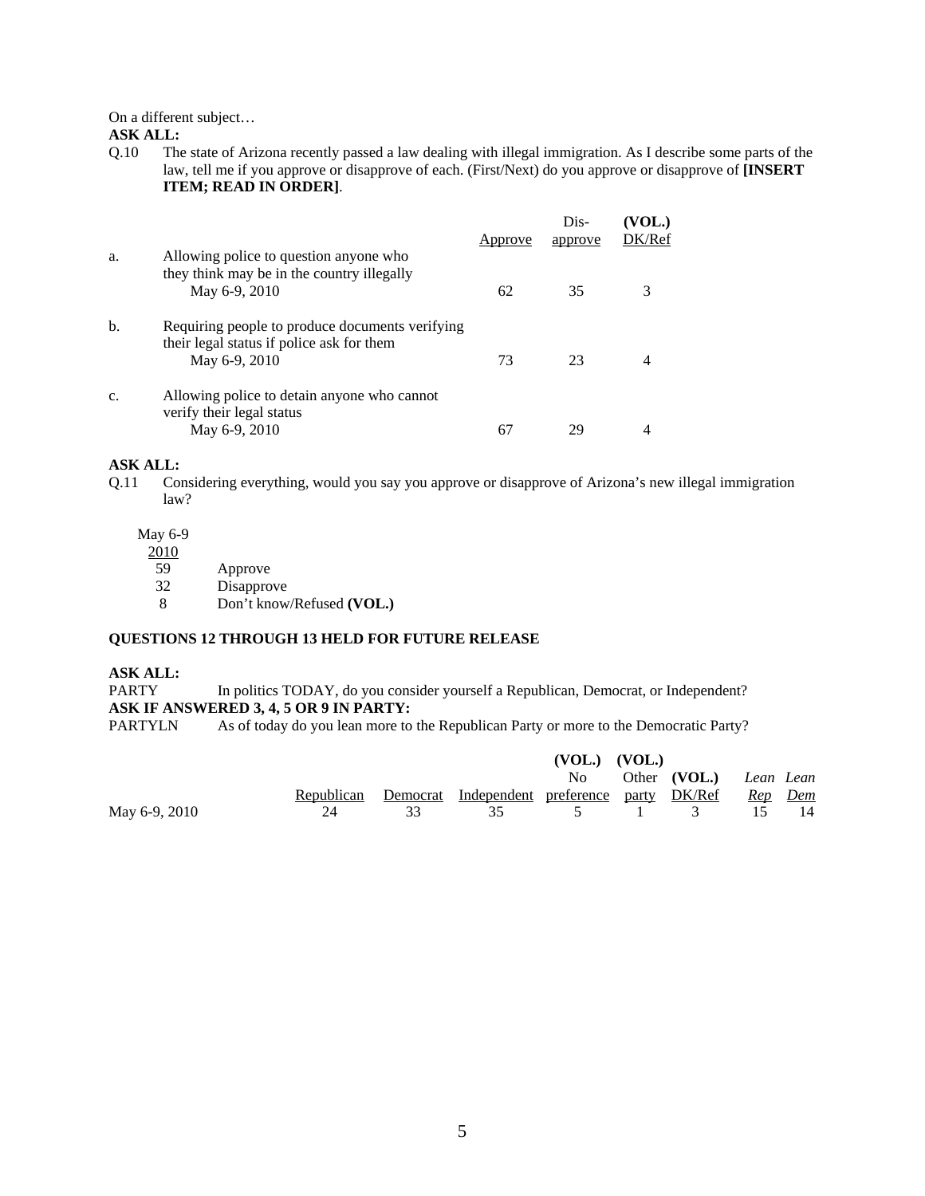On a different subject…

**ASK ALL:**

Q.10 The state of Arizona recently passed a law dealing with illegal immigration. As I describe some parts of the law, tell me if you approve or disapprove of each. (First/Next) do you approve or disapprove of **[INSERT ITEM; READ IN ORDER]**.

| | | Approve | Dis-approve | (VOL.) DK/Ref |
|---|---|---|---|---|
| a. | Allowing police to question anyone who they think may be in the country illegally | | | |
| | May 6-9, 2010 | 62 | 35 | 3 |
| b. | Requiring people to produce documents verifying their legal status if police ask for them | | | |
| | May 6-9, 2010 | 73 | 23 | 4 |
| c. | Allowing police to detain anyone who cannot verify their legal status | | | |
| | May 6-9, 2010 | 67 | 29 | 4 |

**ASK ALL:**

Q.11 Considering everything, would you say you approve or disapprove of Arizona's new illegal immigration law?

| May 6-9 2010 | |
|---|---|
| 59 | Approve |
| 32 | Disapprove |
| 8 | Don't know/Refused **(VOL.)** |

**QUESTIONS 12 THROUGH 13 HELD FOR FUTURE RELEASE**

**ASK ALL:**

PARTY In politics TODAY, do you consider yourself a Republican, Democrat, or Independent?

**ASK IF ANSWERED 3, 4, 5 OR 9 IN PARTY:**

PARTYLN As of today do you lean more to the Republican Party or more to the Democratic Party?

| | Republican | Democrat | Independent | (VOL.) No preference | (VOL.) Other party | (VOL.) DK/Ref | *Lean Rep* | *Lean Dem* |
|---|---|---|---|---|---|---|---|---|
| May 6-9, 2010 | 24 | 33 | 35 | 5 | 1 | 3 | 15 | 14 |